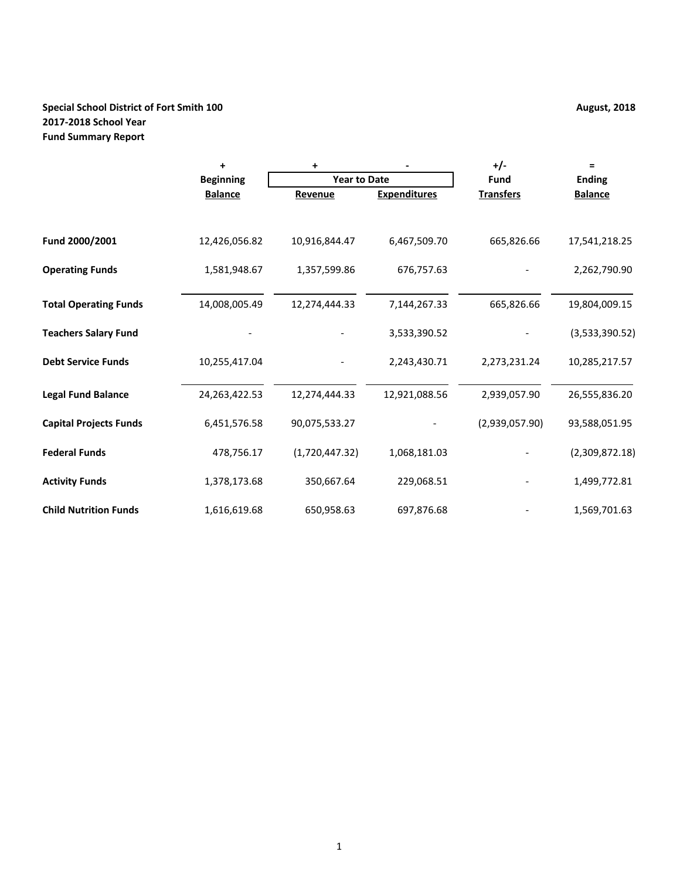**Special School District of Fort Smith 100**
**2017-2018 School Year**
**Fund Summary Report**

**August, 2018**

| | + | + | - | +/- | = |
|---|---|---|---|---|---|
| | Beginning | Year to Date | | Fund | Ending |
| | Balance | Revenue | Expenditures | Transfers | Balance |
| **Fund 2000/2001** | 12,426,056.82 | 10,916,844.47 | 6,467,509.70 | 665,826.66 | 17,541,218.25 |
| **Operating Funds** | 1,581,948.67 | 1,357,599.86 | 676,757.63 | - | 2,262,790.90 |
| **Total Operating Funds** | 14,008,005.49 | 12,274,444.33 | 7,144,267.33 | 665,826.66 | 19,804,009.15 |
| **Teachers Salary Fund** | - | - | 3,533,390.52 | - | (3,533,390.52) |
| **Debt Service Funds** | 10,255,417.04 | - | 2,243,430.71 | 2,273,231.24 | 10,285,217.57 |
| **Legal Fund Balance** | 24,263,422.53 | 12,274,444.33 | 12,921,088.56 | 2,939,057.90 | 26,555,836.20 |
| **Capital Projects Funds** | 6,451,576.58 | 90,075,533.27 | - | (2,939,057.90) | 93,588,051.95 |
| **Federal Funds** | 478,756.17 | (1,720,447.32) | 1,068,181.03 | - | (2,309,872.18) |
| **Activity Funds** | 1,378,173.68 | 350,667.64 | 229,068.51 | - | 1,499,772.81 |
| **Child Nutrition Funds** | 1,616,619.68 | 650,958.63 | 697,876.68 | - | 1,569,701.63 |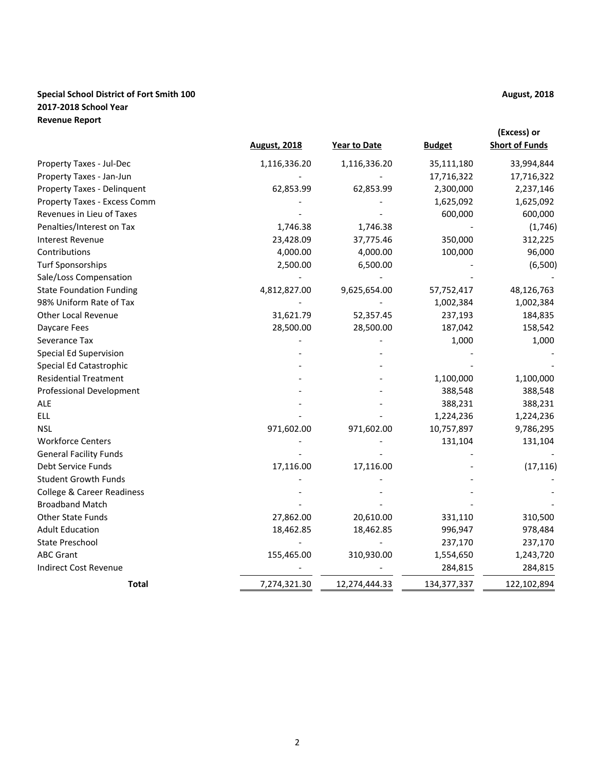**Special School District of Fort Smith 100**
**2017-2018 School Year**
**Revenue Report**

**August, 2018**

| | August, 2018 | Year to Date | Budget | (Excess) or Short of Funds |
|---|---|---|---|---|
| Property Taxes - Jul-Dec | 1,116,336.20 | 1,116,336.20 | 35,111,180 | 33,994,844 |
| Property Taxes - Jan-Jun | - | - | 17,716,322 | 17,716,322 |
| Property Taxes - Delinquent | 62,853.99 | 62,853.99 | 2,300,000 | 2,237,146 |
| Property Taxes - Excess Comm | - | - | 1,625,092 | 1,625,092 |
| Revenues in Lieu of Taxes | - | - | 600,000 | 600,000 |
| Penalties/Interest on Tax | 1,746.38 | 1,746.38 | - | (1,746) |
| Interest Revenue | 23,428.09 | 37,775.46 | 350,000 | 312,225 |
| Contributions | 4,000.00 | 4,000.00 | 100,000 | 96,000 |
| Turf Sponsorships | 2,500.00 | 6,500.00 | - | (6,500) |
| Sale/Loss Compensation | - | - | - | - |
| State Foundation Funding | 4,812,827.00 | 9,625,654.00 | 57,752,417 | 48,126,763 |
| 98% Uniform Rate of Tax | - | - | 1,002,384 | 1,002,384 |
| Other Local Revenue | 31,621.79 | 52,357.45 | 237,193 | 184,835 |
| Daycare Fees | 28,500.00 | 28,500.00 | 187,042 | 158,542 |
| Severance Tax | - | - | 1,000 | 1,000 |
| Special Ed Supervision | - | - | - | - |
| Special Ed Catastrophic | - | - | - | - |
| Residential Treatment | - | - | 1,100,000 | 1,100,000 |
| Professional Development | - | - | 388,548 | 388,548 |
| ALE | - | - | 388,231 | 388,231 |
| ELL | - | - | 1,224,236 | 1,224,236 |
| NSL | 971,602.00 | 971,602.00 | 10,757,897 | 9,786,295 |
| Workforce Centers | - | - | 131,104 | 131,104 |
| General Facility Funds | - | - | - | - |
| Debt Service Funds | 17,116.00 | 17,116.00 | - | (17,116) |
| Student Growth Funds | - | - | - | - |
| College & Career Readiness | - | - | - | - |
| Broadband Match | - | - | - | - |
| Other State Funds | 27,862.00 | 20,610.00 | 331,110 | 310,500 |
| Adult Education | 18,462.85 | 18,462.85 | 996,947 | 978,484 |
| State Preschool | - | - | 237,170 | 237,170 |
| ABC Grant | 155,465.00 | 310,930.00 | 1,554,650 | 1,243,720 |
| Indirect Cost Revenue | - | - | 284,815 | 284,815 |
| **Total** | 7,274,321.30 | 12,274,444.33 | 134,377,337 | 122,102,894 |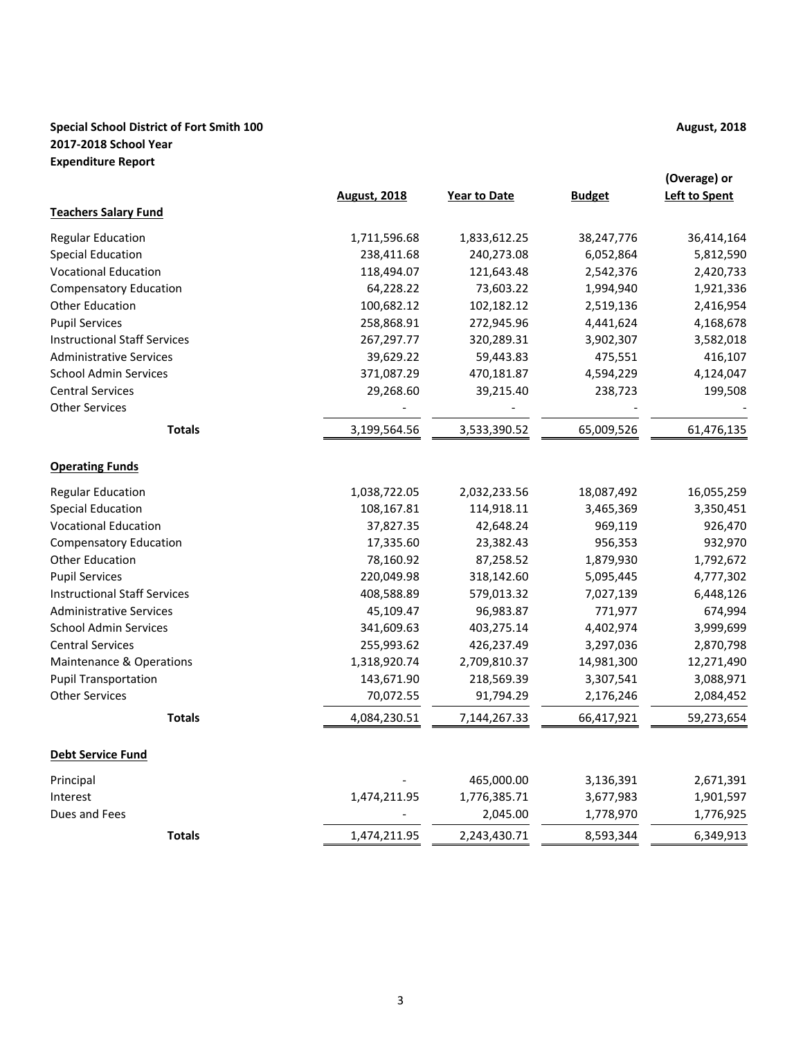**Special School District of Fort Smith 100**
**2017-2018 School Year**
**Expenditure Report**

**August, 2018**

| | August, 2018 | Year to Date | Budget | (Overage) or Left to Spent |
|---|---|---|---|---|
| **Teachers Salary Fund** | | | | |
| Regular Education | 1,711,596.68 | 1,833,612.25 | 38,247,776 | 36,414,164 |
| Special Education | 238,411.68 | 240,273.08 | 6,052,864 | 5,812,590 |
| Vocational Education | 118,494.07 | 121,643.48 | 2,542,376 | 2,420,733 |
| Compensatory Education | 64,228.22 | 73,603.22 | 1,994,940 | 1,921,336 |
| Other Education | 100,682.12 | 102,182.12 | 2,519,136 | 2,416,954 |
| Pupil Services | 258,868.91 | 272,945.96 | 4,441,624 | 4,168,678 |
| Instructional Staff Services | 267,297.77 | 320,289.31 | 3,902,307 | 3,582,018 |
| Administrative Services | 39,629.22 | 59,443.83 | 475,551 | 416,107 |
| School Admin Services | 371,087.29 | 470,181.87 | 4,594,229 | 4,124,047 |
| Central Services | 29,268.60 | 39,215.40 | 238,723 | 199,508 |
| Other Services | - | - | - | - |
| **Totals** | 3,199,564.56 | 3,533,390.52 | 65,009,526 | 61,476,135 |
| **Operating Funds** | | | | |
| Regular Education | 1,038,722.05 | 2,032,233.56 | 18,087,492 | 16,055,259 |
| Special Education | 108,167.81 | 114,918.11 | 3,465,369 | 3,350,451 |
| Vocational Education | 37,827.35 | 42,648.24 | 969,119 | 926,470 |
| Compensatory Education | 17,335.60 | 23,382.43 | 956,353 | 932,970 |
| Other Education | 78,160.92 | 87,258.52 | 1,879,930 | 1,792,672 |
| Pupil Services | 220,049.98 | 318,142.60 | 5,095,445 | 4,777,302 |
| Instructional Staff Services | 408,588.89 | 579,013.32 | 7,027,139 | 6,448,126 |
| Administrative Services | 45,109.47 | 96,983.87 | 771,977 | 674,994 |
| School Admin Services | 341,609.63 | 403,275.14 | 4,402,974 | 3,999,699 |
| Central Services | 255,993.62 | 426,237.49 | 3,297,036 | 2,870,798 |
| Maintenance & Operations | 1,318,920.74 | 2,709,810.37 | 14,981,300 | 12,271,490 |
| Pupil Transportation | 143,671.90 | 218,569.39 | 3,307,541 | 3,088,971 |
| Other Services | 70,072.55 | 91,794.29 | 2,176,246 | 2,084,452 |
| **Totals** | 4,084,230.51 | 7,144,267.33 | 66,417,921 | 59,273,654 |
| **Debt Service Fund** | | | | |
| Principal | - | 465,000.00 | 3,136,391 | 2,671,391 |
| Interest | 1,474,211.95 | 1,776,385.71 | 3,677,983 | 1,901,597 |
| Dues and Fees | - | 2,045.00 | 1,778,970 | 1,776,925 |
| **Totals** | 1,474,211.95 | 2,243,430.71 | 8,593,344 | 6,349,913 |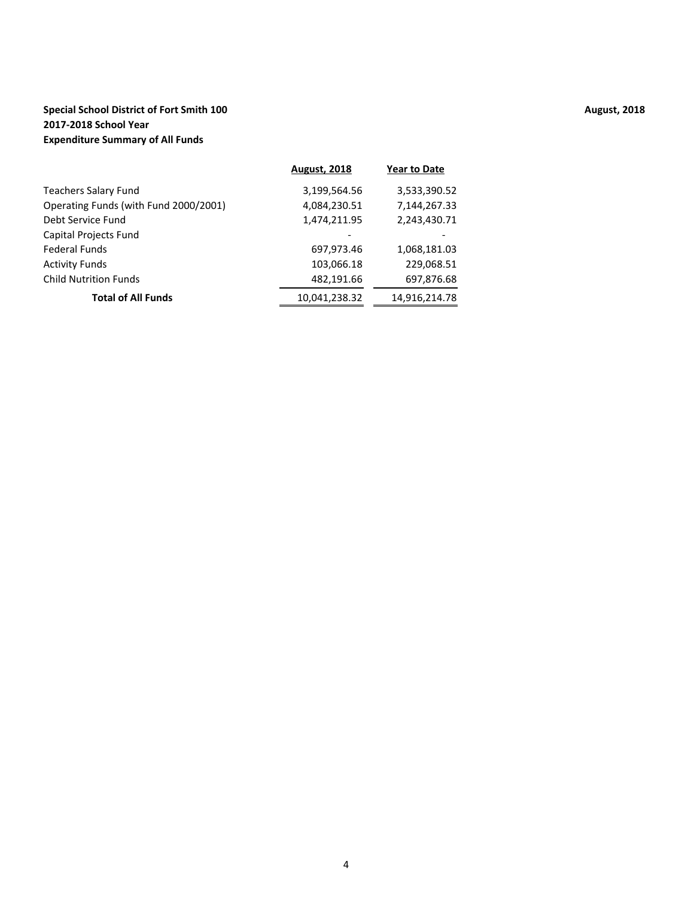**Special School District of Fort Smith 100**

**August, 2018**

**2017-2018 School Year**

**Expenditure Summary of All Funds**

| | August, 2018 | Year to Date |
| --- | --- | --- |
| Teachers Salary Fund | 3,199,564.56 | 3,533,390.52 |
| Operating Funds (with Fund 2000/2001) | 4,084,230.51 | 7,144,267.33 |
| Debt Service Fund | 1,474,211.95 | 2,243,430.71 |
| Capital Projects Fund | - | - |
| Federal Funds | 697,973.46 | 1,068,181.03 |
| Activity Funds | 103,066.18 | 229,068.51 |
| Child Nutrition Funds | 482,191.66 | 697,876.68 |
| **Total of All Funds** | 10,041,238.32 | 14,916,214.78 |